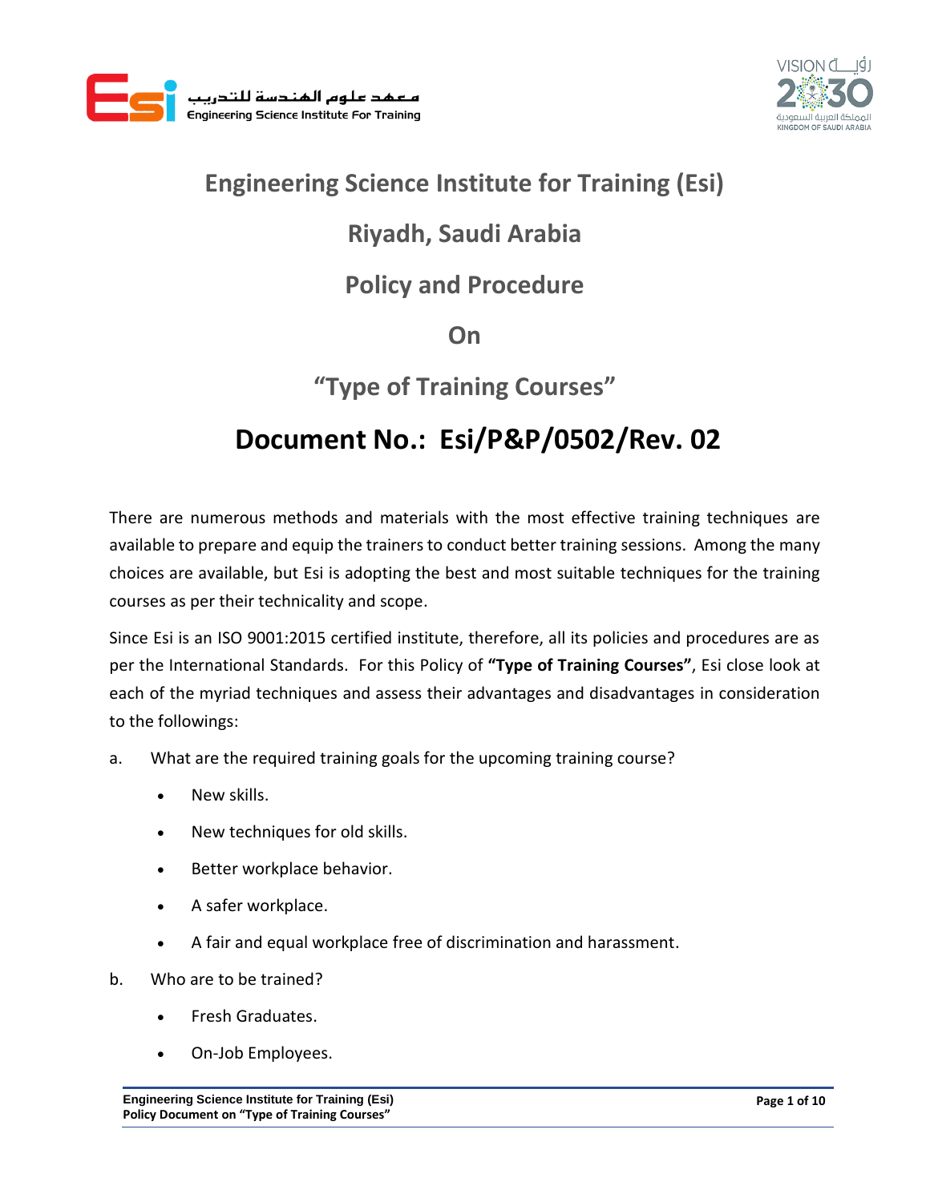معهد علوم الهندسة للتدريب
Engineering Science Institute For Training

VISION رؤية 2030
المملكة العربية السعودية
KINGDOM OF SAUDI ARABIA

# Engineering Science Institute for Training (Esi)

## Riyadh, Saudi Arabia

## Policy and Procedure

## On

## “Type of Training Courses”

# Document No.: Esi/P&P/0502/Rev. 02

There are numerous methods and materials with the most effective training techniques are available to prepare and equip the trainers to conduct better training sessions. Among the many choices are available, but Esi is adopting the best and most suitable techniques for the training courses as per their technicality and scope.

Since Esi is an ISO 9001:2015 certified institute, therefore, all its policies and procedures are as per the International Standards. For this Policy of **“Type of Training Courses”**, Esi close look at each of the myriad techniques and assess their advantages and disadvantages in consideration to the followings:

a. What are the required training goals for the upcoming training course?

- New skills.
- New techniques for old skills.
- Better workplace behavior.
- A safer workplace.
- A fair and equal workplace free of discrimination and harassment.

b. Who are to be trained?

- Fresh Graduates.
- On-Job Employees.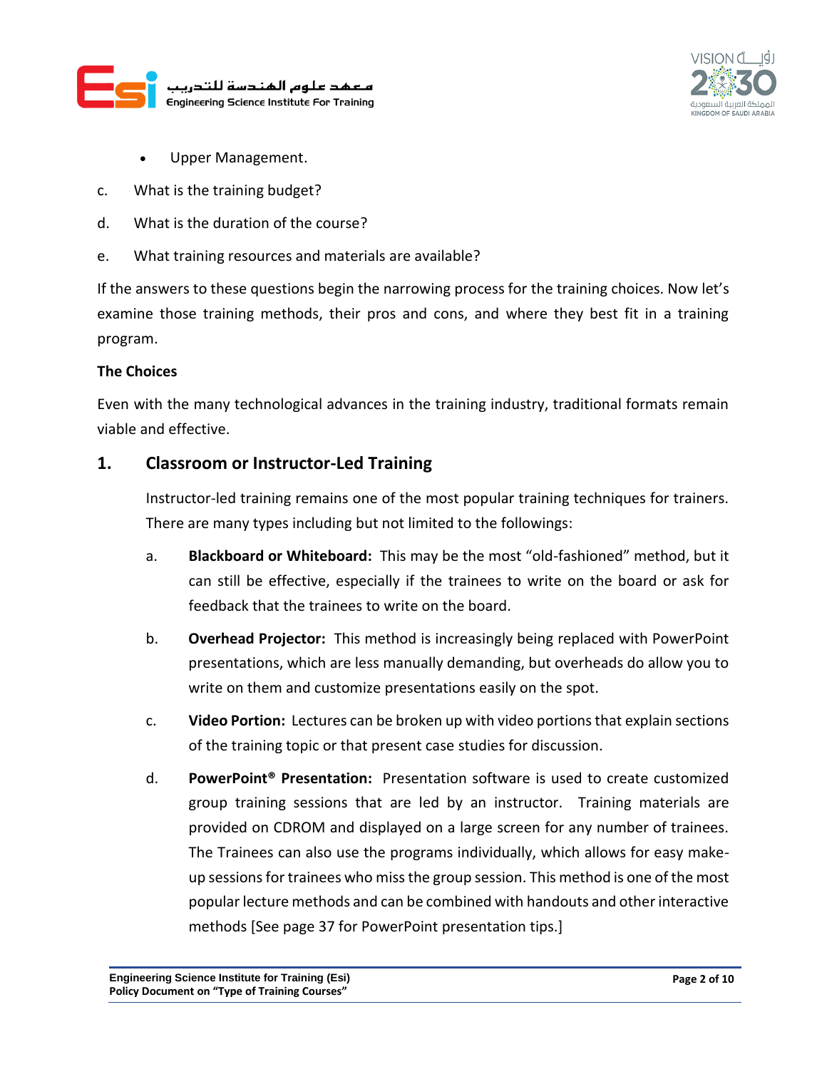- Upper Management.

c. What is the training budget?

d. What is the duration of the course?

e. What training resources and materials are available?

If the answers to these questions begin the narrowing process for the training choices. Now let's examine those training methods, their pros and cons, and where they best fit in a training program.

**The Choices**

Even with the many technological advances in the training industry, traditional formats remain viable and effective.

## 1. Classroom or Instructor-Led Training

Instructor-led training remains one of the most popular training techniques for trainers. There are many types including but not limited to the followings:

a. **Blackboard or Whiteboard:** This may be the most "old-fashioned" method, but it can still be effective, especially if the trainees to write on the board or ask for feedback that the trainees to write on the board.

b. **Overhead Projector:** This method is increasingly being replaced with PowerPoint presentations, which are less manually demanding, but overheads do allow you to write on them and customize presentations easily on the spot.

c. **Video Portion:** Lectures can be broken up with video portions that explain sections of the training topic or that present case studies for discussion.

d. **PowerPoint® Presentation:** Presentation software is used to create customized group training sessions that are led by an instructor. Training materials are provided on CDROM and displayed on a large screen for any number of trainees. The Trainees can also use the programs individually, which allows for easy make-up sessions for trainees who miss the group session. This method is one of the most popular lecture methods and can be combined with handouts and other interactive methods [See page 37 for PowerPoint presentation tips.]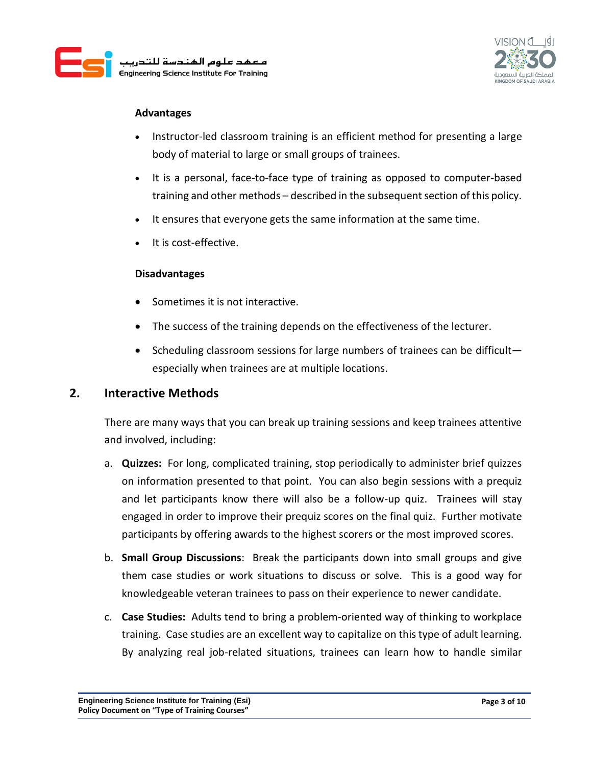**Advantages**

- Instructor-led classroom training is an efficient method for presenting a large body of material to large or small groups of trainees.
- It is a personal, face-to-face type of training as opposed to computer-based training and other methods – described in the subsequent section of this policy.
- It ensures that everyone gets the same information at the same time.
- It is cost-effective.

**Disadvantages**

- Sometimes it is not interactive.
- The success of the training depends on the effectiveness of the lecturer.
- Scheduling classroom sessions for large numbers of trainees can be difficult—especially when trainees are at multiple locations.

## 2. Interactive Methods

There are many ways that you can break up training sessions and keep trainees attentive and involved, including:

a. **Quizzes:** For long, complicated training, stop periodically to administer brief quizzes on information presented to that point. You can also begin sessions with a prequiz and let participants know there will also be a follow-up quiz. Trainees will stay engaged in order to improve their prequiz scores on the final quiz. Further motivate participants by offering awards to the highest scorers or the most improved scores.

b. **Small Group Discussions**: Break the participants down into small groups and give them case studies or work situations to discuss or solve. This is a good way for knowledgeable veteran trainees to pass on their experience to newer candidate.

c. **Case Studies:** Adults tend to bring a problem-oriented way of thinking to workplace training. Case studies are an excellent way to capitalize on this type of adult learning. By analyzing real job-related situations, trainees can learn how to handle similar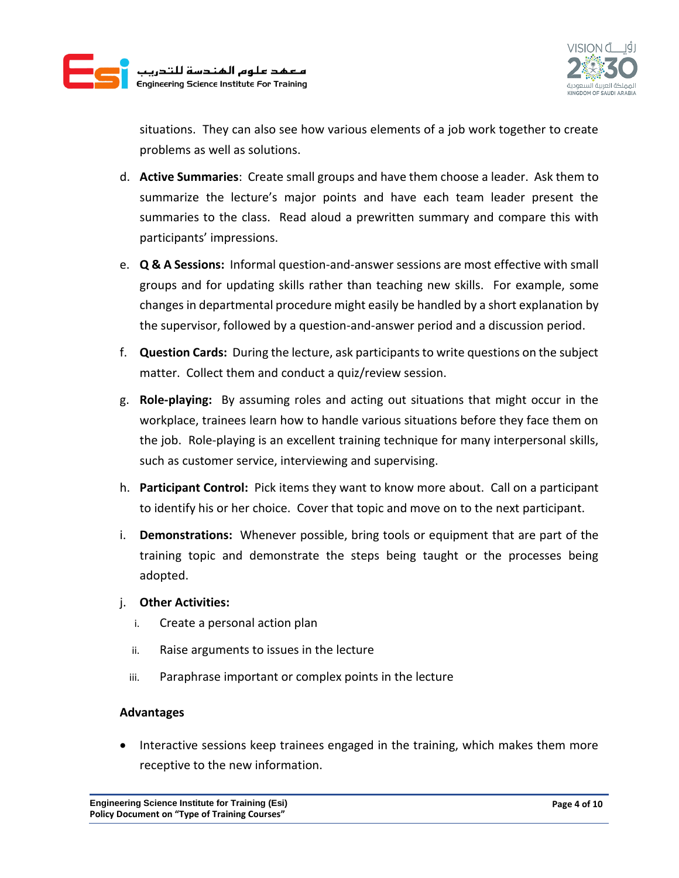situations. They can also see how various elements of a job work together to create problems as well as solutions.

d. **Active Summaries**: Create small groups and have them choose a leader. Ask them to summarize the lecture's major points and have each team leader present the summaries to the class. Read aloud a prewritten summary and compare this with participants' impressions.

e. **Q & A Sessions:** Informal question-and-answer sessions are most effective with small groups and for updating skills rather than teaching new skills. For example, some changes in departmental procedure might easily be handled by a short explanation by the supervisor, followed by a question-and-answer period and a discussion period.

f. **Question Cards:** During the lecture, ask participants to write questions on the subject matter. Collect them and conduct a quiz/review session.

g. **Role-playing:** By assuming roles and acting out situations that might occur in the workplace, trainees learn how to handle various situations before they face them on the job. Role-playing is an excellent training technique for many interpersonal skills, such as customer service, interviewing and supervising.

h. **Participant Control:** Pick items they want to know more about. Call on a participant to identify his or her choice. Cover that topic and move on to the next participant.

i. **Demonstrations:** Whenever possible, bring tools or equipment that are part of the training topic and demonstrate the steps being taught or the processes being adopted.

j. **Other Activities:**
   i. Create a personal action plan
   ii. Raise arguments to issues in the lecture
   iii. Paraphrase important or complex points in the lecture

**Advantages**

- Interactive sessions keep trainees engaged in the training, which makes them more receptive to the new information.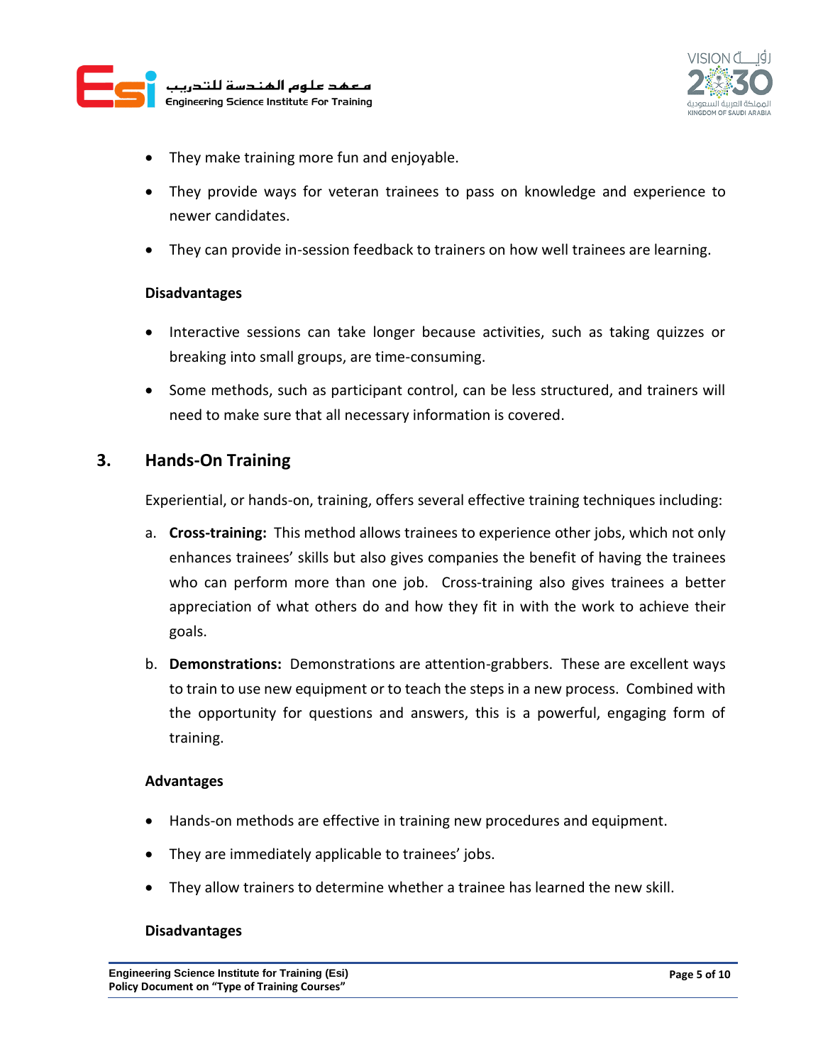- They make training more fun and enjoyable.
- They provide ways for veteran trainees to pass on knowledge and experience to newer candidates.
- They can provide in-session feedback to trainers on how well trainees are learning.

**Disadvantages**

- Interactive sessions can take longer because activities, such as taking quizzes or breaking into small groups, are time-consuming.
- Some methods, such as participant control, can be less structured, and trainers will need to make sure that all necessary information is covered.

## 3. Hands-On Training

Experiential, or hands-on, training, offers several effective training techniques including:

a. **Cross-training:** This method allows trainees to experience other jobs, which not only enhances trainees' skills but also gives companies the benefit of having the trainees who can perform more than one job. Cross-training also gives trainees a better appreciation of what others do and how they fit in with the work to achieve their goals.

b. **Demonstrations:** Demonstrations are attention-grabbers. These are excellent ways to train to use new equipment or to teach the steps in a new process. Combined with the opportunity for questions and answers, this is a powerful, engaging form of training.

**Advantages**

- Hands-on methods are effective in training new procedures and equipment.
- They are immediately applicable to trainees' jobs.
- They allow trainers to determine whether a trainee has learned the new skill.

**Disadvantages**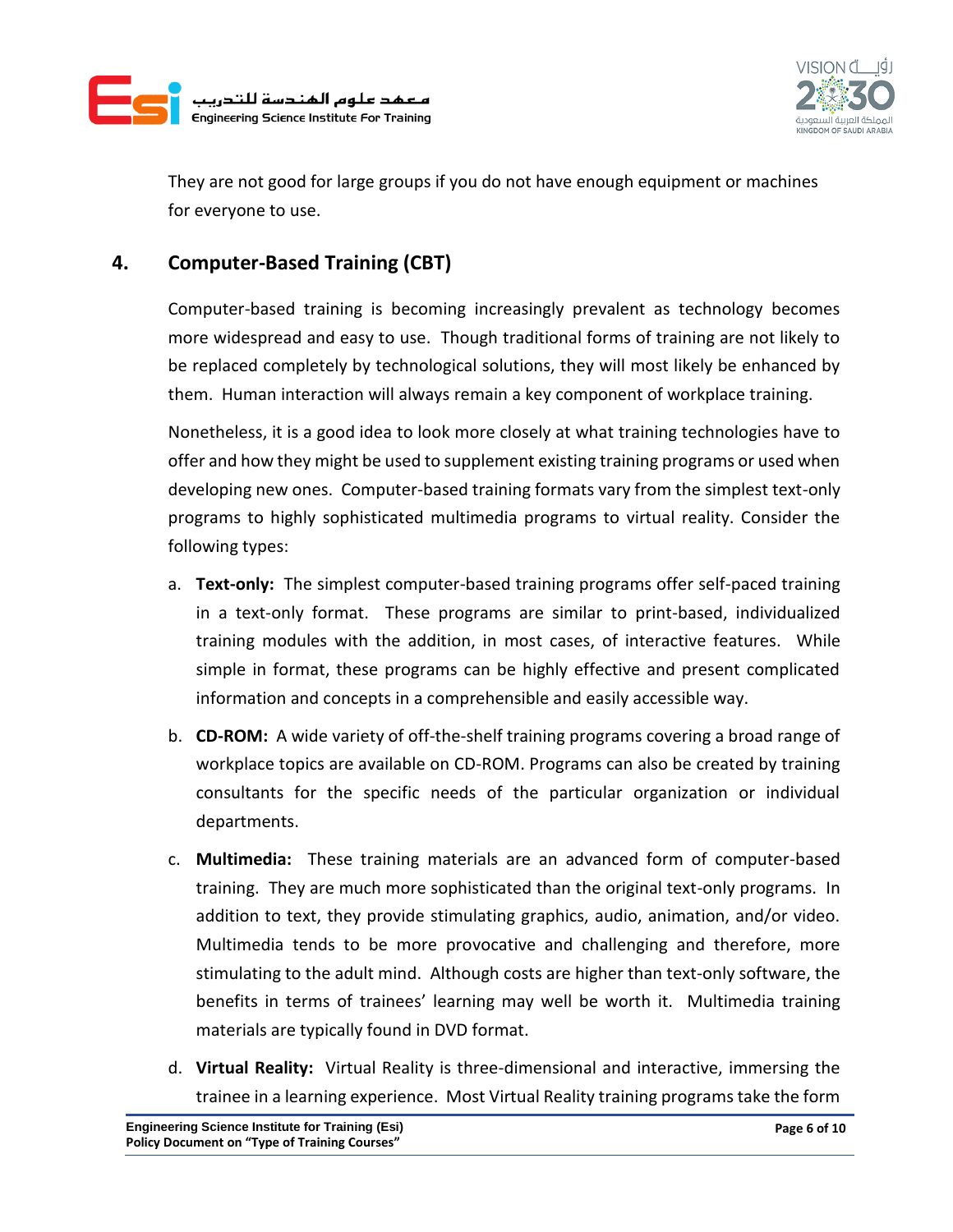They are not good for large groups if you do not have enough equipment or machines for everyone to use.

## 4. Computer-Based Training (CBT)

Computer-based training is becoming increasingly prevalent as technology becomes more widespread and easy to use. Though traditional forms of training are not likely to be replaced completely by technological solutions, they will most likely be enhanced by them. Human interaction will always remain a key component of workplace training.

Nonetheless, it is a good idea to look more closely at what training technologies have to offer and how they might be used to supplement existing training programs or used when developing new ones. Computer-based training formats vary from the simplest text-only programs to highly sophisticated multimedia programs to virtual reality. Consider the following types:

a. **Text-only:** The simplest computer-based training programs offer self-paced training in a text-only format. These programs are similar to print-based, individualized training modules with the addition, in most cases, of interactive features. While simple in format, these programs can be highly effective and present complicated information and concepts in a comprehensible and easily accessible way.

b. **CD-ROM:** A wide variety of off-the-shelf training programs covering a broad range of workplace topics are available on CD-ROM. Programs can also be created by training consultants for the specific needs of the particular organization or individual departments.

c. **Multimedia:** These training materials are an advanced form of computer-based training. They are much more sophisticated than the original text-only programs. In addition to text, they provide stimulating graphics, audio, animation, and/or video. Multimedia tends to be more provocative and challenging and therefore, more stimulating to the adult mind. Although costs are higher than text-only software, the benefits in terms of trainees' learning may well be worth it. Multimedia training materials are typically found in DVD format.

d. **Virtual Reality:** Virtual Reality is three-dimensional and interactive, immersing the trainee in a learning experience. Most Virtual Reality training programs take the form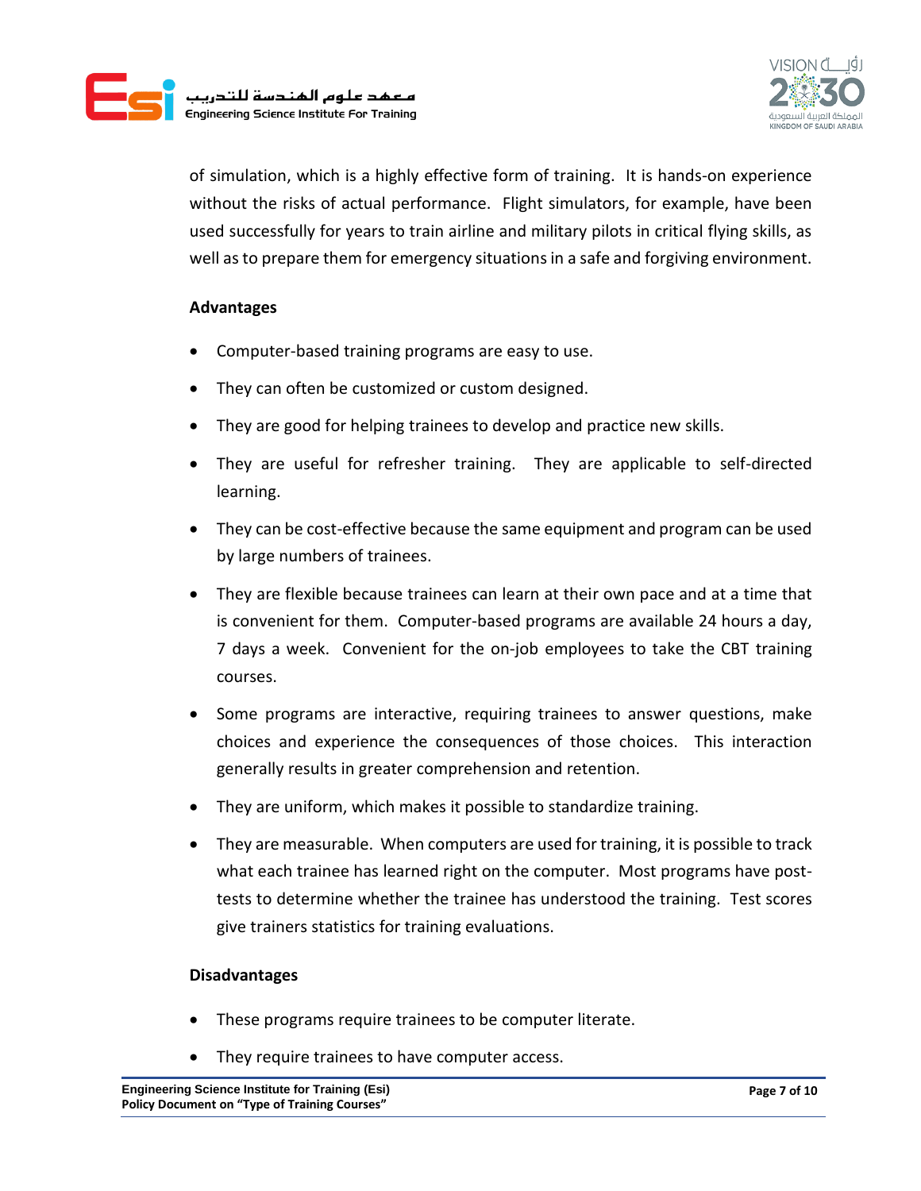of simulation, which is a highly effective form of training. It is hands-on experience without the risks of actual performance. Flight simulators, for example, have been used successfully for years to train airline and military pilots in critical flying skills, as well as to prepare them for emergency situations in a safe and forgiving environment.

**Advantages**

- Computer-based training programs are easy to use.
- They can often be customized or custom designed.
- They are good for helping trainees to develop and practice new skills.
- They are useful for refresher training. They are applicable to self-directed learning.
- They can be cost-effective because the same equipment and program can be used by large numbers of trainees.
- They are flexible because trainees can learn at their own pace and at a time that is convenient for them. Computer-based programs are available 24 hours a day, 7 days a week. Convenient for the on-job employees to take the CBT training courses.
- Some programs are interactive, requiring trainees to answer questions, make choices and experience the consequences of those choices. This interaction generally results in greater comprehension and retention.
- They are uniform, which makes it possible to standardize training.
- They are measurable. When computers are used for training, it is possible to track what each trainee has learned right on the computer. Most programs have post-tests to determine whether the trainee has understood the training. Test scores give trainers statistics for training evaluations.

**Disadvantages**

- These programs require trainees to be computer literate.
- They require trainees to have computer access.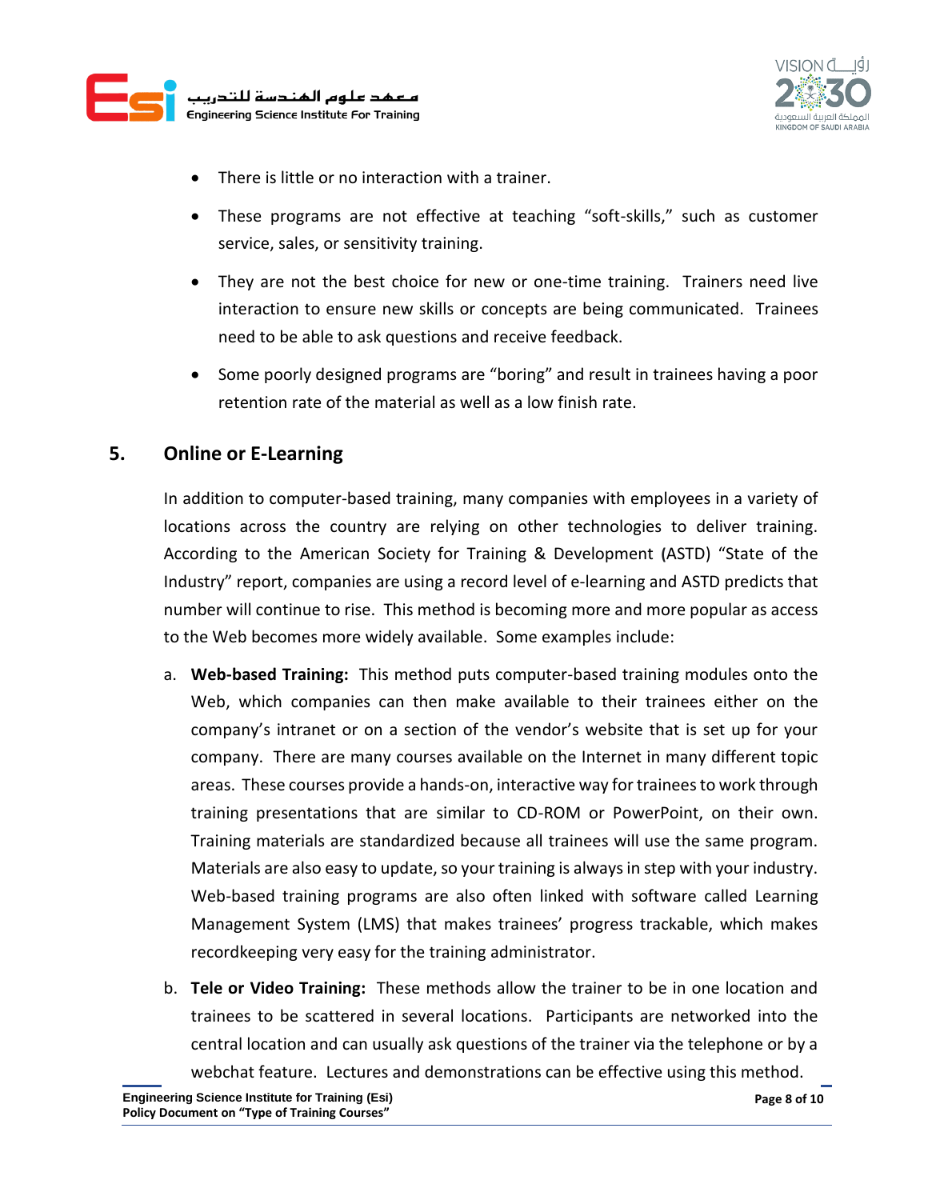- There is little or no interaction with a trainer.
- These programs are not effective at teaching "soft-skills," such as customer service, sales, or sensitivity training.
- They are not the best choice for new or one-time training. Trainers need live interaction to ensure new skills or concepts are being communicated. Trainees need to be able to ask questions and receive feedback.
- Some poorly designed programs are "boring" and result in trainees having a poor retention rate of the material as well as a low finish rate.

## 5. Online or E-Learning

In addition to computer-based training, many companies with employees in a variety of locations across the country are relying on other technologies to deliver training. According to the American Society for Training & Development (ASTD) "State of the Industry" report, companies are using a record level of e-learning and ASTD predicts that number will continue to rise. This method is becoming more and more popular as access to the Web becomes more widely available. Some examples include:

a. **Web-based Training:** This method puts computer-based training modules onto the Web, which companies can then make available to their trainees either on the company's intranet or on a section of the vendor's website that is set up for your company. There are many courses available on the Internet in many different topic areas. These courses provide a hands-on, interactive way for trainees to work through training presentations that are similar to CD-ROM or PowerPoint, on their own. Training materials are standardized because all trainees will use the same program. Materials are also easy to update, so your training is always in step with your industry. Web-based training programs are also often linked with software called Learning Management System (LMS) that makes trainees' progress trackable, which makes recordkeeping very easy for the training administrator.

b. **Tele or Video Training:** These methods allow the trainer to be in one location and trainees to be scattered in several locations. Participants are networked into the central location and can usually ask questions of the trainer via the telephone or by a webchat feature. Lectures and demonstrations can be effective using this method.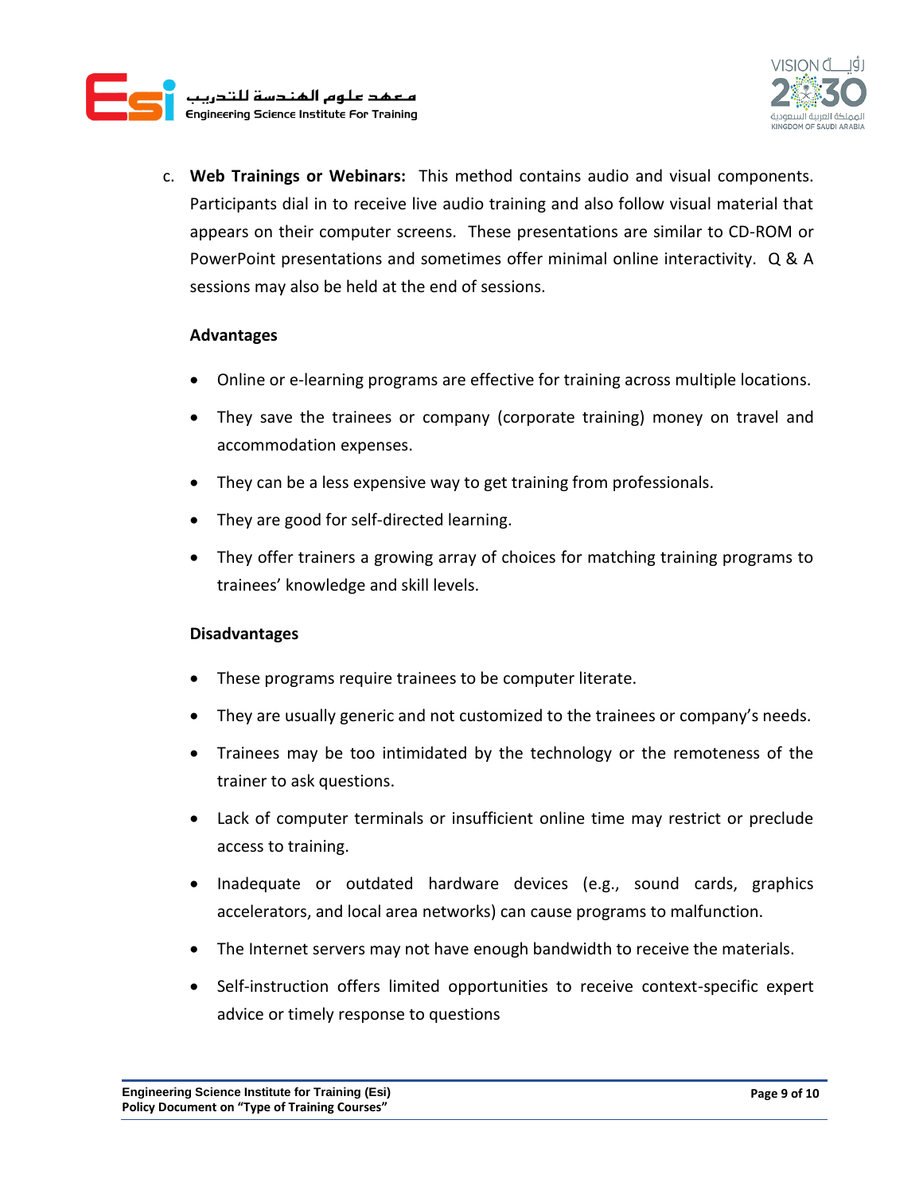c. **Web Trainings or Webinars:** This method contains audio and visual components. Participants dial in to receive live audio training and also follow visual material that appears on their computer screens. These presentations are similar to CD-ROM or PowerPoint presentations and sometimes offer minimal online interactivity. Q & A sessions may also be held at the end of sessions.

**Advantages**

- Online or e-learning programs are effective for training across multiple locations.
- They save the trainees or company (corporate training) money on travel and accommodation expenses.
- They can be a less expensive way to get training from professionals.
- They are good for self-directed learning.
- They offer trainers a growing array of choices for matching training programs to trainees' knowledge and skill levels.

**Disadvantages**

- These programs require trainees to be computer literate.
- They are usually generic and not customized to the trainees or company's needs.
- Trainees may be too intimidated by the technology or the remoteness of the trainer to ask questions.
- Lack of computer terminals or insufficient online time may restrict or preclude access to training.
- Inadequate or outdated hardware devices (e.g., sound cards, graphics accelerators, and local area networks) can cause programs to malfunction.
- The Internet servers may not have enough bandwidth to receive the materials.
- Self-instruction offers limited opportunities to receive context-specific expert advice or timely response to questions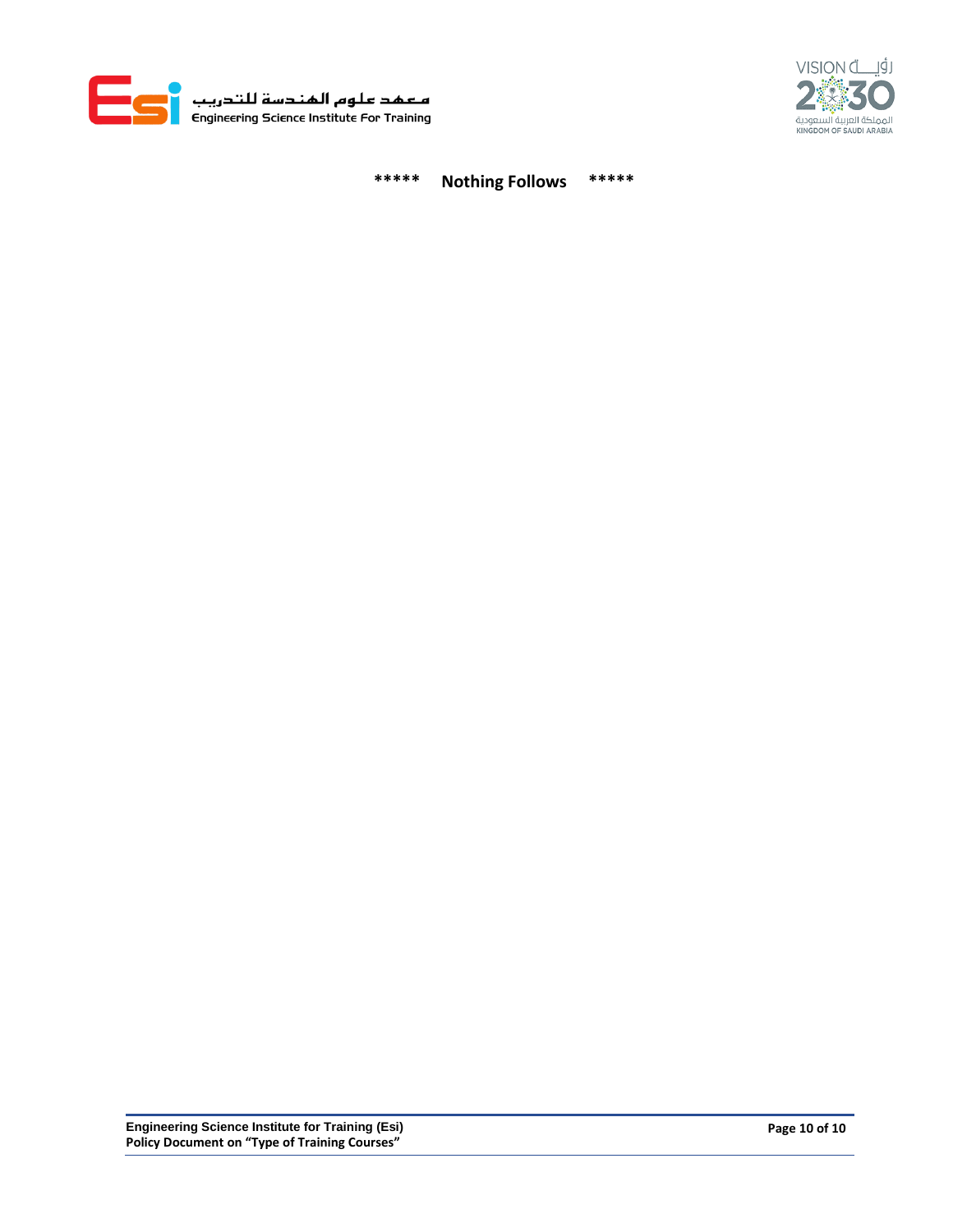***** Nothing Follows *****